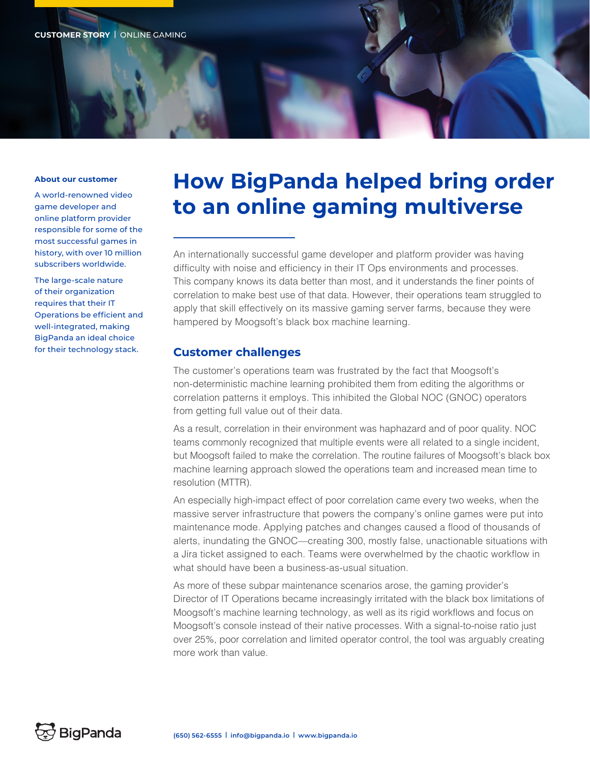CUSTOMER STORY | ONLINE GAMING

# How BigPanda helped bring order to an online gaming multiverse

**About our customer**

A world-renowned video game developer and online platform provider responsible for some of the most successful games in history, with over 10 million subscribers worldwide.

The large-scale nature of their organization requires that their IT Operations be efficient and well-integrated, making BigPanda an ideal choice for their technology stack.

An internationally successful game developer and platform provider was having difficulty with noise and efficiency in their IT Ops environments and processes. This company knows its data better than most, and it understands the finer points of correlation to make best use of that data. However, their operations team struggled to apply that skill effectively on its massive gaming server farms, because they were hampered by Moogsoft's black box machine learning.

## Customer challenges

The customer's operations team was frustrated by the fact that Moogsoft's non-deterministic machine learning prohibited them from editing the algorithms or correlation patterns it employs. This inhibited the Global NOC (GNOC) operators from getting full value out of their data.

As a result, correlation in their environment was haphazard and of poor quality. NOC teams commonly recognized that multiple events were all related to a single incident, but Moogsoft failed to make the correlation. The routine failures of Moogsoft's black box machine learning approach slowed the operations team and increased mean time to resolution (MTTR).

An especially high-impact effect of poor correlation came every two weeks, when the massive server infrastructure that powers the company's online games were put into maintenance mode. Applying patches and changes caused a flood of thousands of alerts, inundating the GNOC—creating 300, mostly false, unactionable situations with a Jira ticket assigned to each. Teams were overwhelmed by the chaotic workflow in what should have been a business-as-usual situation.

As more of these subpar maintenance scenarios arose, the gaming provider's Director of IT Operations became increasingly irritated with the black box limitations of Moogsoft's machine learning technology, as well as its rigid workflows and focus on Moogsoft's console instead of their native processes. With a signal-to-noise ratio just over 25%, poor correlation and limited operator control, the tool was arguably creating more work than value.

BigPanda

(650) 562-6555 | info@bigpanda.io | www.bigpanda.io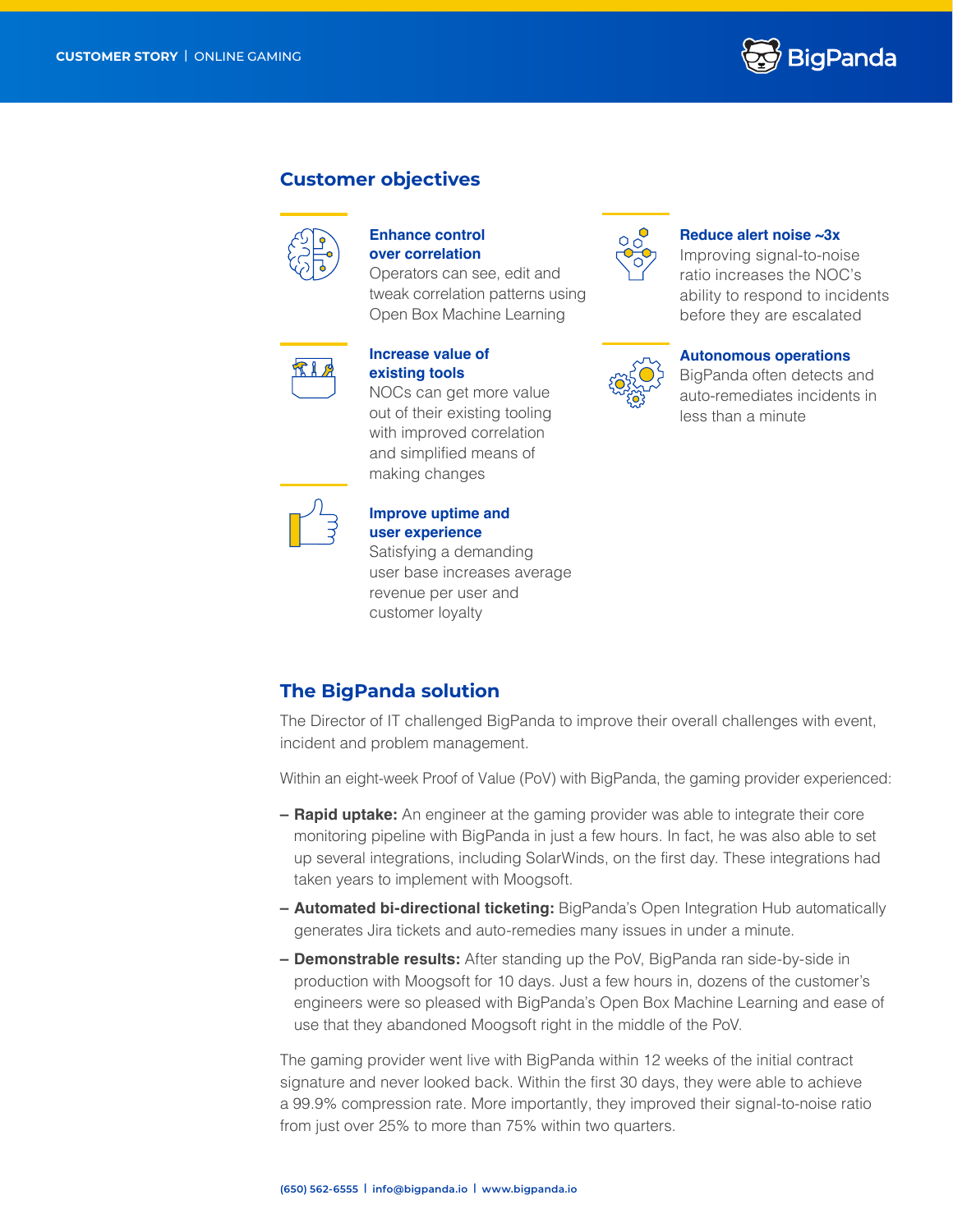## Customer objectives

### Enhance control over correlation

Operators can see, edit and tweak correlation patterns using Open Box Machine Learning

### Increase value of existing tools

NOCs can get more value out of their existing tooling with improved correlation and simplified means of making changes

### Improve uptime and user experience

Satisfying a demanding user base increases average revenue per user and customer loyalty

### Reduce alert noise ~3x

Improving signal-to-noise ratio increases the NOC's ability to respond to incidents before they are escalated

### Autonomous operations

BigPanda often detects and auto-remediates incidents in less than a minute

## The BigPanda solution

The Director of IT challenged BigPanda to improve their overall challenges with event, incident and problem management.

Within an eight-week Proof of Value (PoV) with BigPanda, the gaming provider experienced:

- **Rapid uptake:** An engineer at the gaming provider was able to integrate their core monitoring pipeline with BigPanda in just a few hours. In fact, he was also able to set up several integrations, including SolarWinds, on the first day. These integrations had taken years to implement with Moogsoft.
- **Automated bi-directional ticketing:** BigPanda's Open Integration Hub automatically generates Jira tickets and auto-remedies many issues in under a minute.
- **Demonstrable results:** After standing up the PoV, BigPanda ran side-by-side in production with Moogsoft for 10 days. Just a few hours in, dozens of the customer's engineers were so pleased with BigPanda's Open Box Machine Learning and ease of use that they abandoned Moogsoft right in the middle of the PoV.

The gaming provider went live with BigPanda within 12 weeks of the initial contract signature and never looked back. Within the first 30 days, they were able to achieve a 99.9% compression rate. More importantly, they improved their signal-to-noise ratio from just over 25% to more than 75% within two quarters.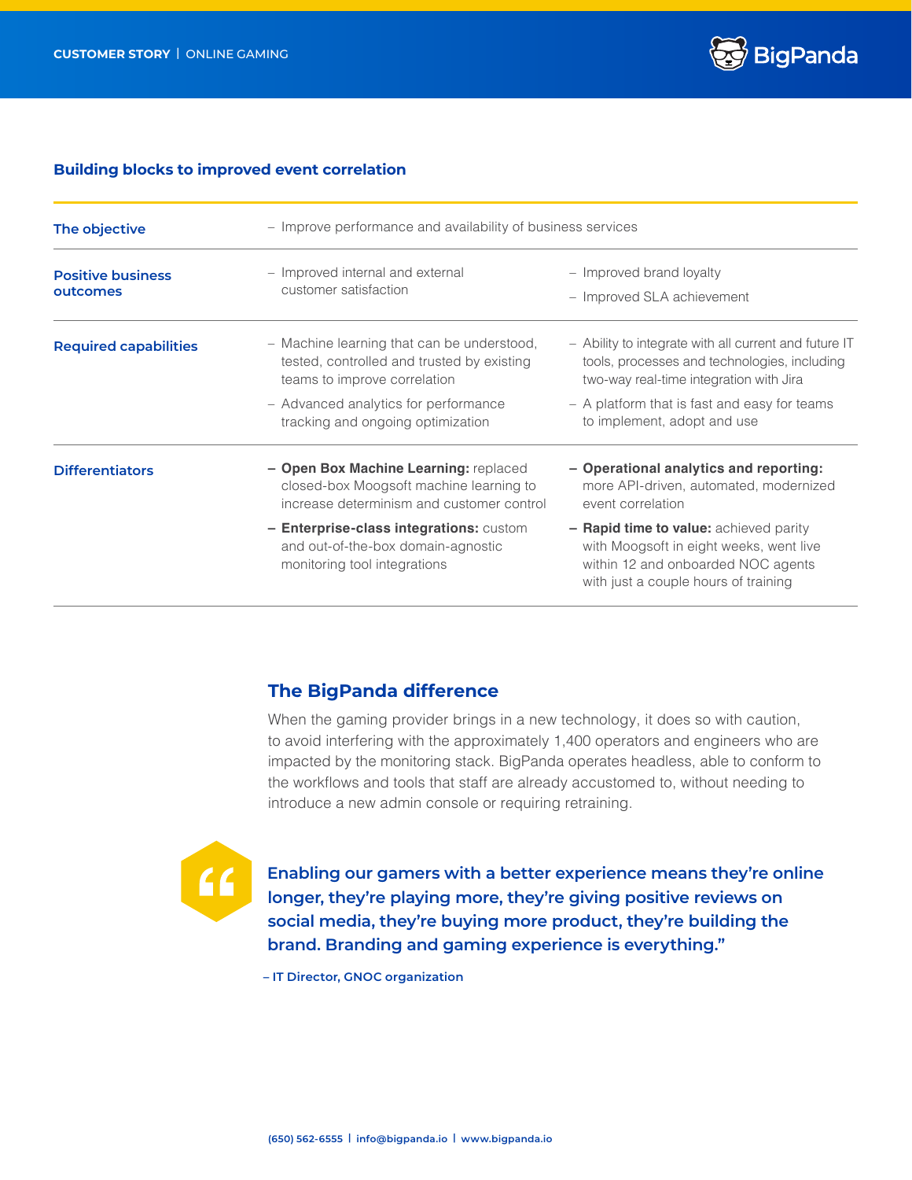## Building blocks to improved event correlation

| | | |
|---|---|---|
| **The objective** | – Improve performance and availability of business services | |
| **Positive business outcomes** | – Improved internal and external customer satisfaction | – Improved brand loyalty<br>– Improved SLA achievement |
| **Required capabilities** | – Machine learning that can be understood, tested, controlled and trusted by existing teams to improve correlation<br>– Advanced analytics for performance tracking and ongoing optimization | – Ability to integrate with all current and future IT tools, processes and technologies, including two-way real-time integration with Jira<br>– A platform that is fast and easy for teams to implement, adopt and use |
| **Differentiators** | – **Open Box Machine Learning:** replaced closed-box Moogsoft machine learning to increase determinism and customer control<br>– **Enterprise-class integrations:** custom and out-of-the-box domain-agnostic monitoring tool integrations | – **Operational analytics and reporting:** more API-driven, automated, modernized event correlation<br>– **Rapid time to value:** achieved parity with Moogsoft in eight weeks, went live within 12 and onboarded NOC agents with just a couple hours of training |

## The BigPanda difference

When the gaming provider brings in a new technology, it does so with caution, to avoid interfering with the approximately 1,400 operators and engineers who are impacted by the monitoring stack. BigPanda operates headless, able to conform to the workflows and tools that staff are already accustomed to, without needing to introduce a new admin console or requiring retraining.

> **Enabling our gamers with a better experience means they're online longer, they're playing more, they're giving positive reviews on social media, they're buying more product, they're building the brand. Branding and gaming experience is everything."**
>
> **– IT Director, GNOC organization**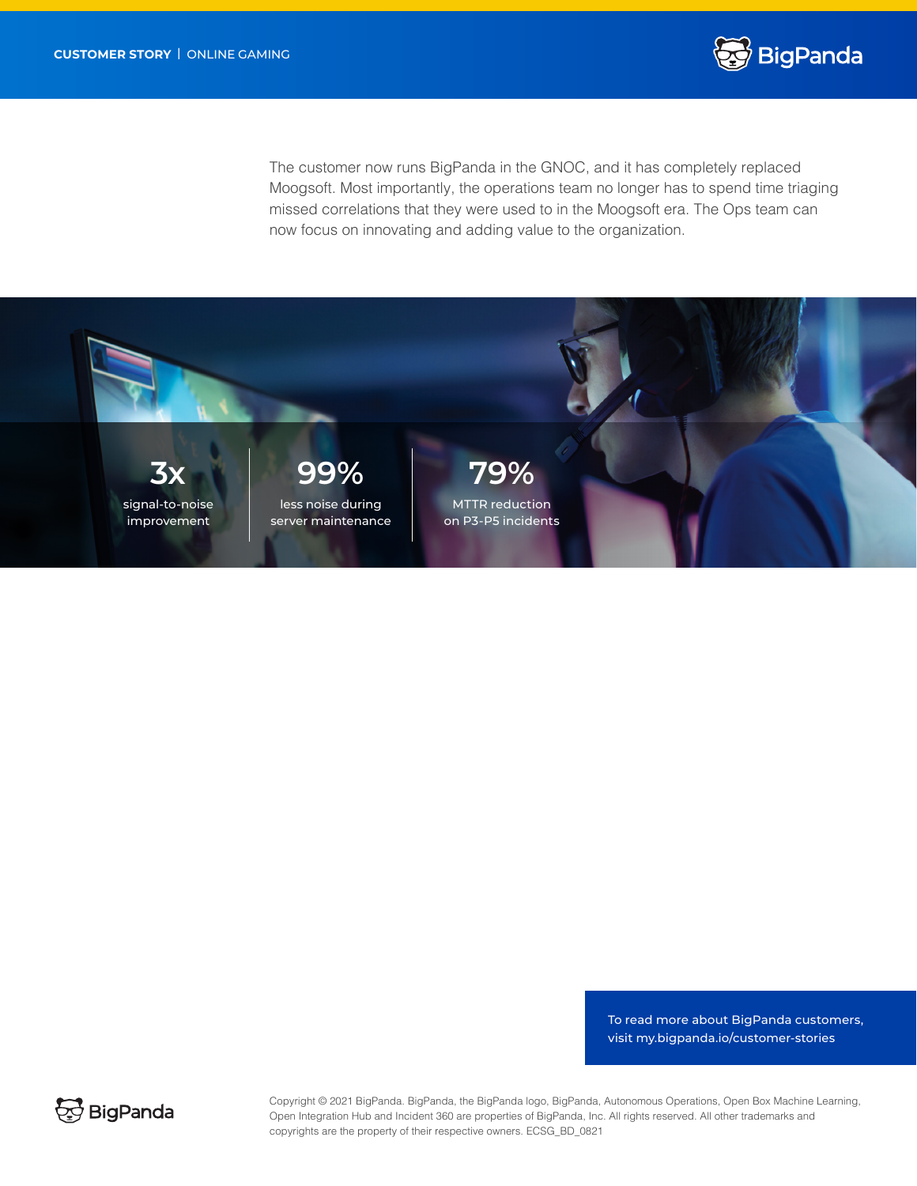The customer now runs BigPanda in the GNOC, and it has completely replaced Moogsoft. Most importantly, the operations team no longer has to spend time triaging missed correlations that they were used to in the Moogsoft era. The Ops team can now focus on innovating and adding value to the organization.

**3x**
signal-to-noise improvement

**99%**
less noise during server maintenance

**79%**
MTTR reduction on P3-P5 incidents

To read more about BigPanda customers, visit my.bigpanda.io/customer-stories

Copyright © 2021 BigPanda. BigPanda, the BigPanda logo, BigPanda, Autonomous Operations, Open Box Machine Learning, Open Integration Hub and Incident 360 are properties of BigPanda, Inc. All rights reserved. All other trademarks and copyrights are the property of their respective owners. ECSG_BD_0821